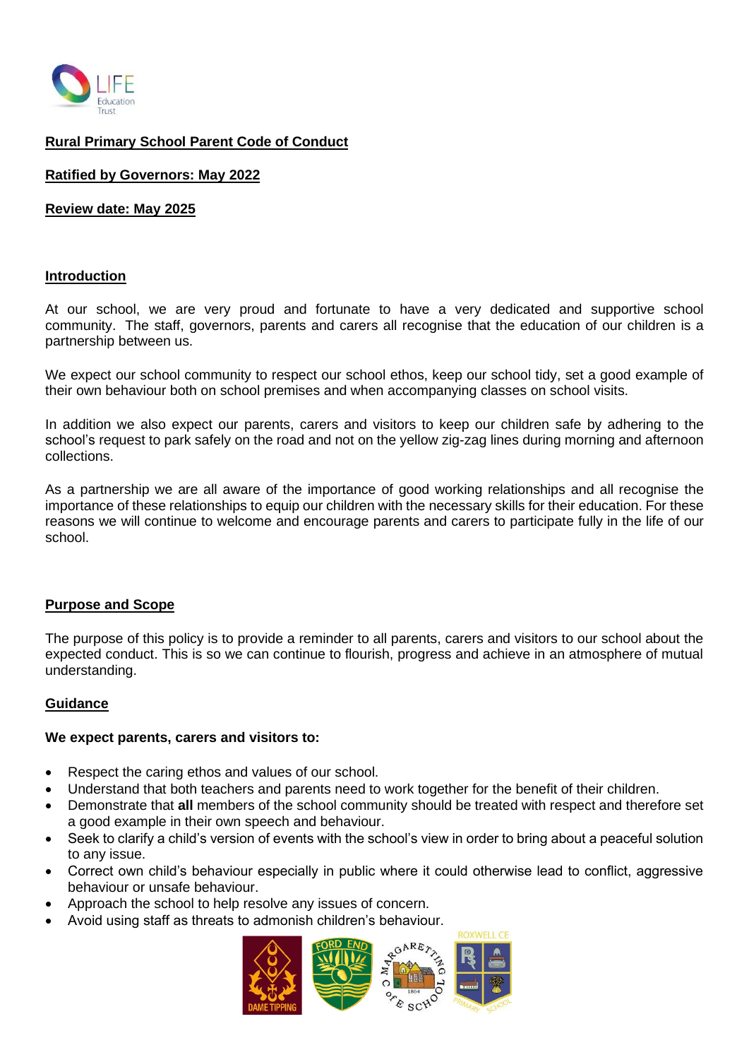**Rural Primary School Parent Code of Conduct**

**Ratified by Governors: May 2022**

**Review date: May 2025**

## Introduction

At our school, we are very proud and fortunate to have a very dedicated and supportive school community. The staff, governors, parents and carers all recognise that the education of our children is a partnership between us.

We expect our school community to respect our school ethos, keep our school tidy, set a good example of their own behaviour both on school premises and when accompanying classes on school visits.

In addition we also expect our parents, carers and visitors to keep our children safe by adhering to the school's request to park safely on the road and not on the yellow zig-zag lines during morning and afternoon collections.

As a partnership we are all aware of the importance of good working relationships and all recognise the importance of these relationships to equip our children with the necessary skills for their education. For these reasons we will continue to welcome and encourage parents and carers to participate fully in the life of our school.

## Purpose and Scope

The purpose of this policy is to provide a reminder to all parents, carers and visitors to our school about the expected conduct. This is so we can continue to flourish, progress and achieve in an atmosphere of mutual understanding.

## Guidance

**We expect parents, carers and visitors to:**

- Respect the caring ethos and values of our school.
- Understand that both teachers and parents need to work together for the benefit of their children.
- Demonstrate that **all** members of the school community should be treated with respect and therefore set a good example in their own speech and behaviour.
- Seek to clarify a child's version of events with the school's view in order to bring about a peaceful solution to any issue.
- Correct own child's behaviour especially in public where it could otherwise lead to conflict, aggressive behaviour or unsafe behaviour.
- Approach the school to help resolve any issues of concern.
- Avoid using staff as threats to admonish children's behaviour.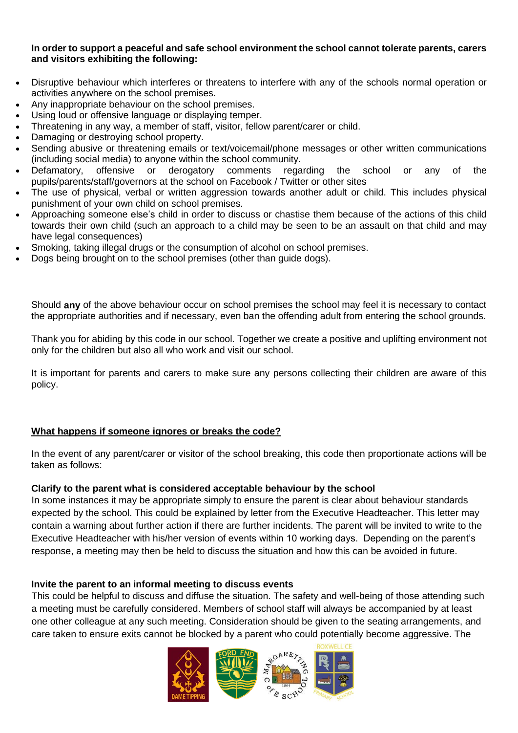**In order to support a peaceful and safe school environment the school cannot tolerate parents, carers and visitors exhibiting the following:**

- Disruptive behaviour which interferes or threatens to interfere with any of the schools normal operation or activities anywhere on the school premises.
- Any inappropriate behaviour on the school premises.
- Using loud or offensive language or displaying temper.
- Threatening in any way, a member of staff, visitor, fellow parent/carer or child.
- Damaging or destroying school property.
- Sending abusive or threatening emails or text/voicemail/phone messages or other written communications (including social media) to anyone within the school community.
- Defamatory, offensive or derogatory comments regarding the school or any of the pupils/parents/staff/governors at the school on Facebook / Twitter or other sites
- The use of physical, verbal or written aggression towards another adult or child. This includes physical punishment of your own child on school premises.
- Approaching someone else's child in order to discuss or chastise them because of the actions of this child towards their own child (such an approach to a child may be seen to be an assault on that child and may have legal consequences)
- Smoking, taking illegal drugs or the consumption of alcohol on school premises.
- Dogs being brought on to the school premises (other than guide dogs).

Should **any** of the above behaviour occur on school premises the school may feel it is necessary to contact the appropriate authorities and if necessary, even ban the offending adult from entering the school grounds.

Thank you for abiding by this code in our school. Together we create a positive and uplifting environment not only for the children but also all who work and visit our school.

It is important for parents and carers to make sure any persons collecting their children are aware of this policy.

## <u>What happens if someone ignores or breaks the code?</u>

In the event of any parent/carer or visitor of the school breaking, this code then proportionate actions will be taken as follows:

**Clarify to the parent what is considered acceptable behaviour by the school**

In some instances it may be appropriate simply to ensure the parent is clear about behaviour standards expected by the school. This could be explained by letter from the Executive Headteacher. This letter may contain a warning about further action if there are further incidents. The parent will be invited to write to the Executive Headteacher with his/her version of events within 10 working days. Depending on the parent's response, a meeting may then be held to discuss the situation and how this can be avoided in future.

**Invite the parent to an informal meeting to discuss events**

This could be helpful to discuss and diffuse the situation. The safety and well-being of those attending such a meeting must be carefully considered. Members of school staff will always be accompanied by at least one other colleague at any such meeting. Consideration should be given to the seating arrangements, and care taken to ensure exits cannot be blocked by a parent who could potentially become aggressive. The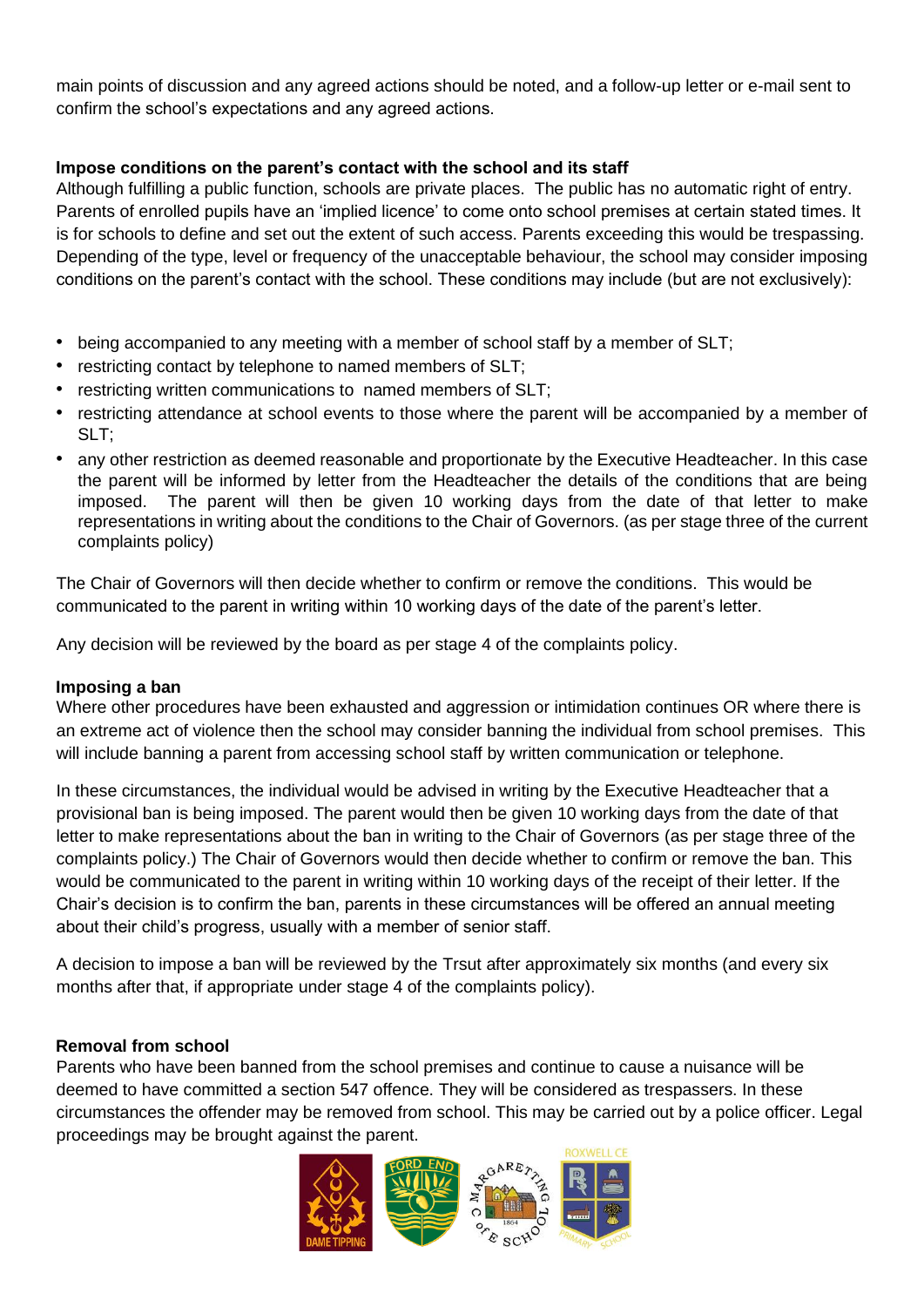main points of discussion and any agreed actions should be noted, and a follow-up letter or e-mail sent to confirm the school's expectations and any agreed actions.

**Impose conditions on the parent's contact with the school and its staff**

Although fulfilling a public function, schools are private places. The public has no automatic right of entry. Parents of enrolled pupils have an 'implied licence' to come onto school premises at certain stated times. It is for schools to define and set out the extent of such access. Parents exceeding this would be trespassing. Depending of the type, level or frequency of the unacceptable behaviour, the school may consider imposing conditions on the parent's contact with the school. These conditions may include (but are not exclusively):

- being accompanied to any meeting with a member of school staff by a member of SLT;
- restricting contact by telephone to named members of SLT;
- restricting written communications to named members of SLT;
- restricting attendance at school events to those where the parent will be accompanied by a member of SLT;
- any other restriction as deemed reasonable and proportionate by the Executive Headteacher. In this case the parent will be informed by letter from the Headteacher the details of the conditions that are being imposed. The parent will then be given 10 working days from the date of that letter to make representations in writing about the conditions to the Chair of Governors. (as per stage three of the current complaints policy)

The Chair of Governors will then decide whether to confirm or remove the conditions. This would be communicated to the parent in writing within 10 working days of the date of the parent's letter.

Any decision will be reviewed by the board as per stage 4 of the complaints policy.

**Imposing a ban**

Where other procedures have been exhausted and aggression or intimidation continues OR where there is an extreme act of violence then the school may consider banning the individual from school premises. This will include banning a parent from accessing school staff by written communication or telephone.

In these circumstances, the individual would be advised in writing by the Executive Headteacher that a provisional ban is being imposed. The parent would then be given 10 working days from the date of that letter to make representations about the ban in writing to the Chair of Governors (as per stage three of the complaints policy.) The Chair of Governors would then decide whether to confirm or remove the ban. This would be communicated to the parent in writing within 10 working days of the receipt of their letter. If the Chair's decision is to confirm the ban, parents in these circumstances will be offered an annual meeting about their child's progress, usually with a member of senior staff.

A decision to impose a ban will be reviewed by the Trsut after approximately six months (and every six months after that, if appropriate under stage 4 of the complaints policy).

**Removal from school**

Parents who have been banned from the school premises and continue to cause a nuisance will be deemed to have committed a section 547 offence. They will be considered as trespassers. In these circumstances the offender may be removed from school. This may be carried out by a police officer. Legal proceedings may be brought against the parent.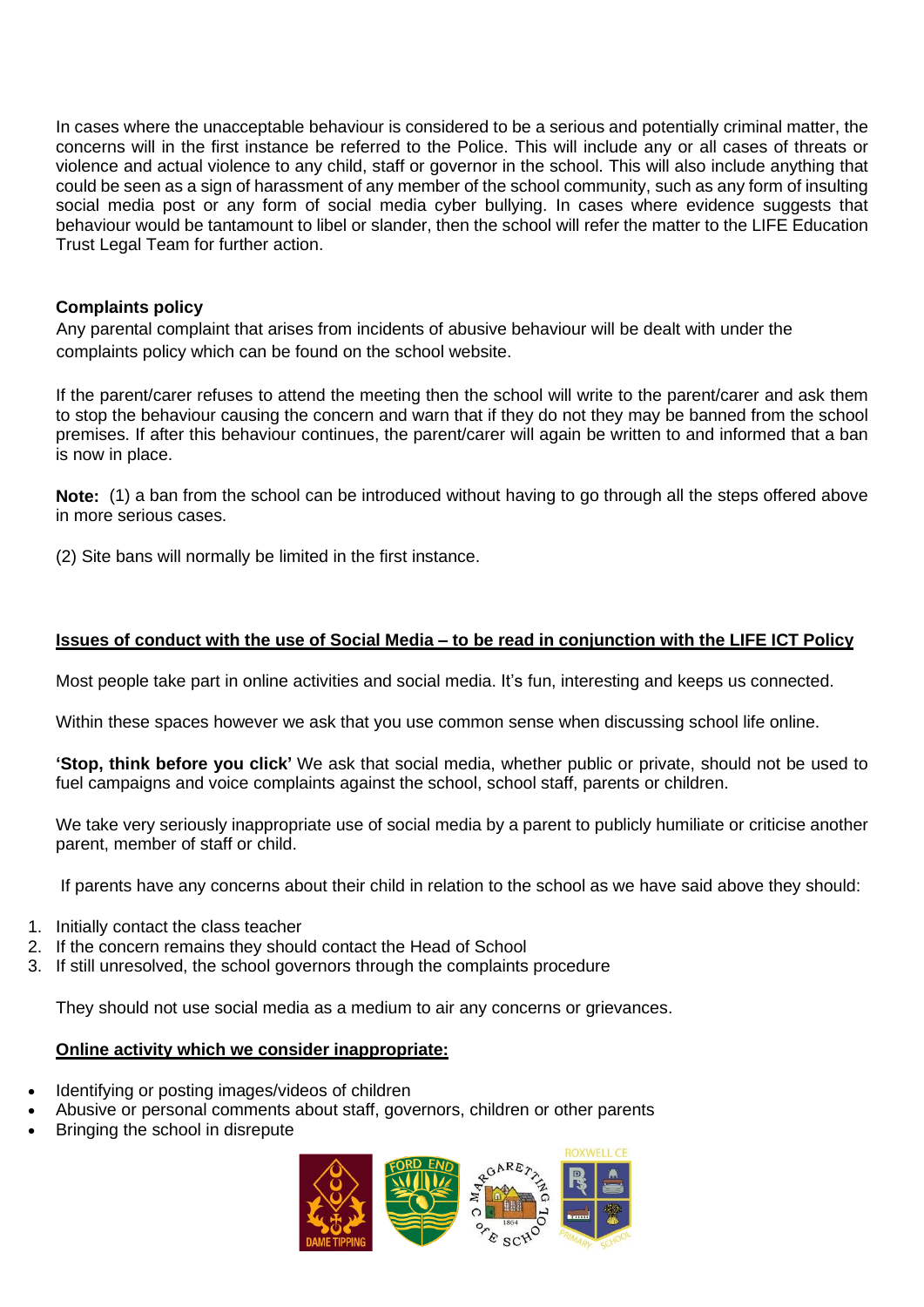In cases where the unacceptable behaviour is considered to be a serious and potentially criminal matter, the concerns will in the first instance be referred to the Police. This will include any or all cases of threats or violence and actual violence to any child, staff or governor in the school. This will also include anything that could be seen as a sign of harassment of any member of the school community, such as any form of insulting social media post or any form of social media cyber bullying. In cases where evidence suggests that behaviour would be tantamount to libel or slander, then the school will refer the matter to the LIFE Education Trust Legal Team for further action.

**Complaints policy**

Any parental complaint that arises from incidents of abusive behaviour will be dealt with under the complaints policy which can be found on the school website.

If the parent/carer refuses to attend the meeting then the school will write to the parent/carer and ask them to stop the behaviour causing the concern and warn that if they do not they may be banned from the school premises. If after this behaviour continues, the parent/carer will again be written to and informed that a ban is now in place.

**Note:** (1) a ban from the school can be introduced without having to go through all the steps offered above in more serious cases.

(2) Site bans will normally be limited in the first instance.

**<u>Issues of conduct with the use of Social Media – to be read in conjunction with the LIFE ICT Policy</u>**

Most people take part in online activities and social media. It's fun, interesting and keeps us connected.

Within these spaces however we ask that you use common sense when discussing school life online.

**'Stop, think before you click'** We ask that social media, whether public or private, should not be used to fuel campaigns and voice complaints against the school, school staff, parents or children.

We take very seriously inappropriate use of social media by a parent to publicly humiliate or criticise another parent, member of staff or child.

If parents have any concerns about their child in relation to the school as we have said above they should:

1. Initially contact the class teacher
2. If the concern remains they should contact the Head of School
3. If still unresolved, the school governors through the complaints procedure

They should not use social media as a medium to air any concerns or grievances.

**<u>Online activity which we consider inappropriate:</u>**

- Identifying or posting images/videos of children
- Abusive or personal comments about staff, governors, children or other parents
- Bringing the school in disrepute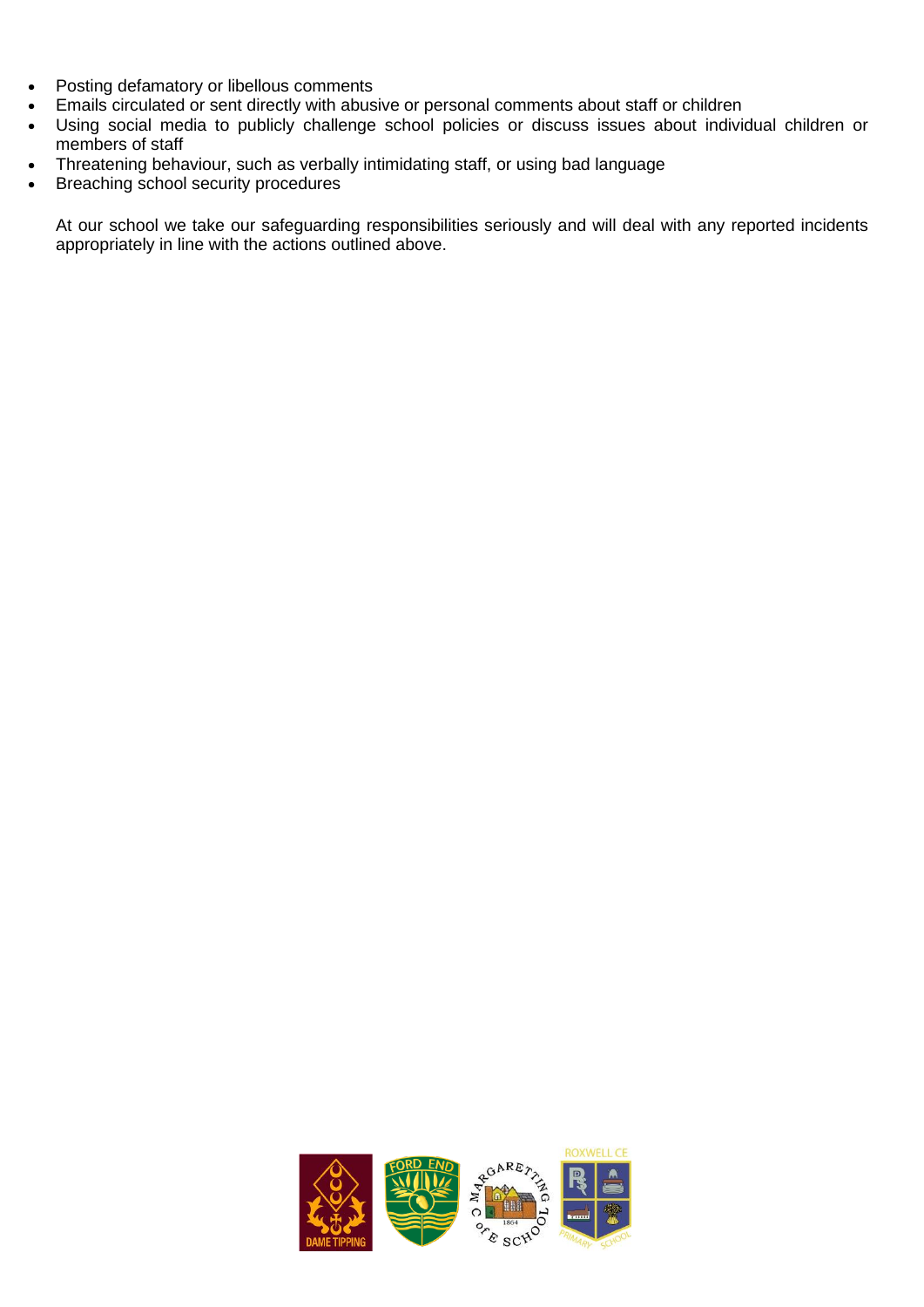- Posting defamatory or libellous comments
- Emails circulated or sent directly with abusive or personal comments about staff or children
- Using social media to publicly challenge school policies or discuss issues about individual children or members of staff
- Threatening behaviour, such as verbally intimidating staff, or using bad language
- Breaching school security procedures

At our school we take our safeguarding responsibilities seriously and will deal with any reported incidents appropriately in line with the actions outlined above.